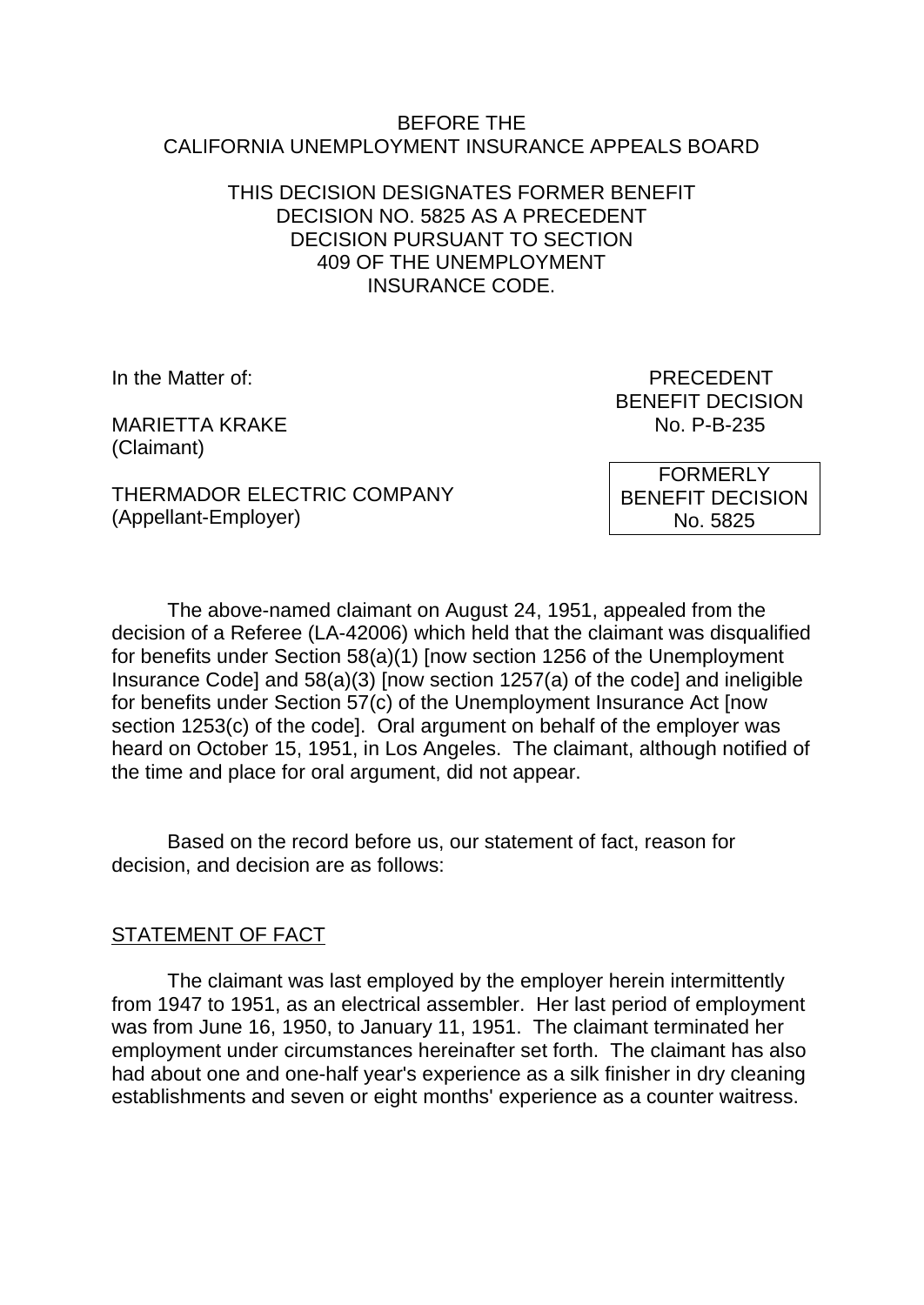BEFORE THE
CALIFORNIA UNEMPLOYMENT INSURANCE APPEALS BOARD

THIS DECISION DESIGNATES FORMER BENEFIT DECISION NO. 5825 AS A PRECEDENT DECISION PURSUANT TO SECTION 409 OF THE UNEMPLOYMENT INSURANCE CODE.

In the Matter of:

MARIETTA KRAKE
(Claimant)

THERMADOR ELECTRIC COMPANY
(Appellant-Employer)

PRECEDENT
BENEFIT DECISION
No. P-B-235

FORMERLY
BENEFIT DECISION
No. 5825

The above-named claimant on August 24, 1951, appealed from the decision of a Referee (LA-42006) which held that the claimant was disqualified for benefits under Section 58(a)(1) [now section 1256 of the Unemployment Insurance Code] and 58(a)(3) [now section 1257(a) of the code] and ineligible for benefits under Section 57(c) of the Unemployment Insurance Act [now section 1253(c) of the code]. Oral argument on behalf of the employer was heard on October 15, 1951, in Los Angeles. The claimant, although notified of the time and place for oral argument, did not appear.

Based on the record before us, our statement of fact, reason for decision, and decision are as follows:

## STATEMENT OF FACT

The claimant was last employed by the employer herein intermittently from 1947 to 1951, as an electrical assembler. Her last period of employment was from June 16, 1950, to January 11, 1951. The claimant terminated her employment under circumstances hereinafter set forth. The claimant has also had about one and one-half year's experience as a silk finisher in dry cleaning establishments and seven or eight months' experience as a counter waitress.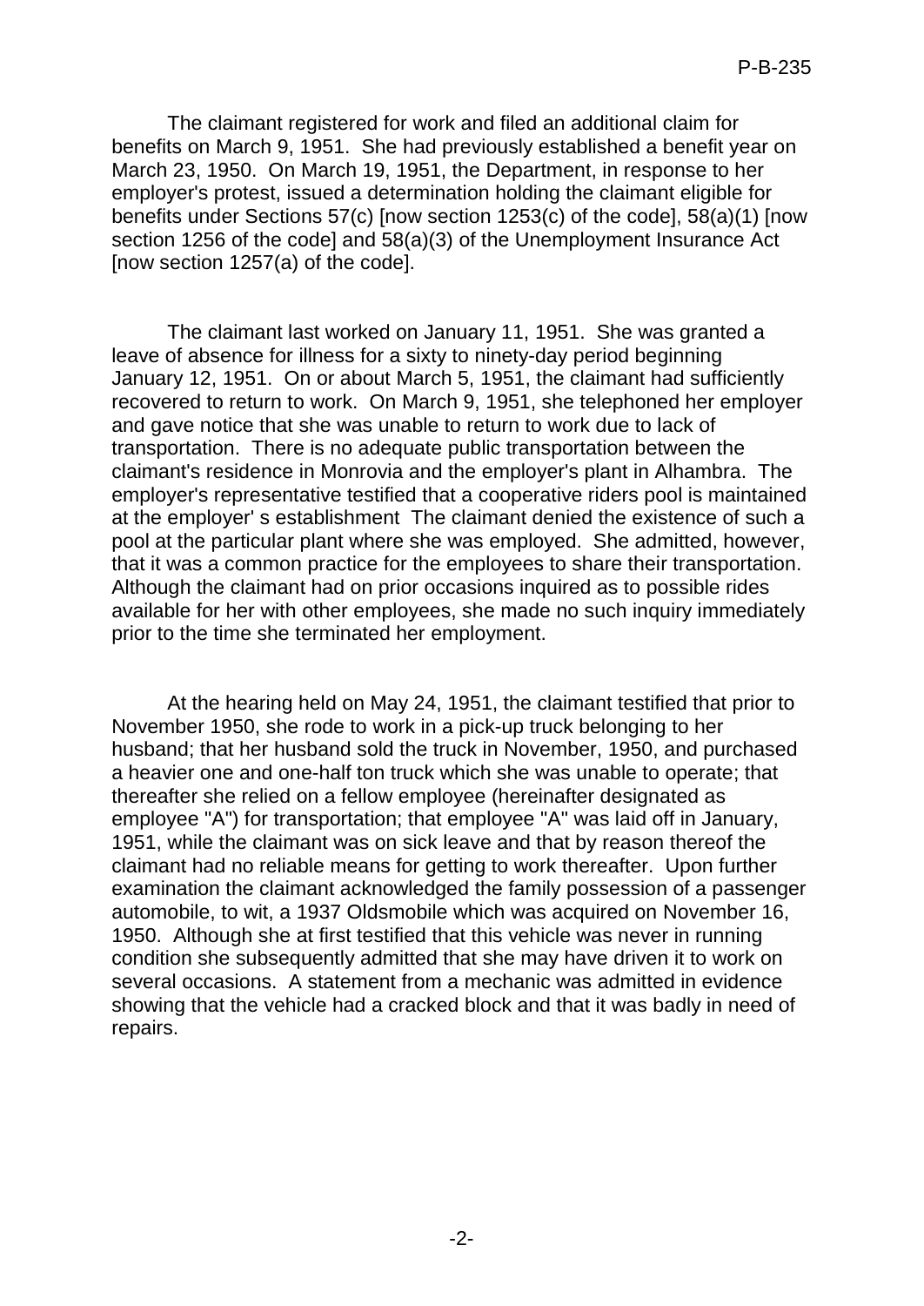The claimant registered for work and filed an additional claim for benefits on March 9, 1951. She had previously established a benefit year on March 23, 1950. On March 19, 1951, the Department, in response to her employer's protest, issued a determination holding the claimant eligible for benefits under Sections 57(c) [now section 1253(c) of the code], 58(a)(1) [now section 1256 of the code] and 58(a)(3) of the Unemployment Insurance Act [now section 1257(a) of the code].

The claimant last worked on January 11, 1951. She was granted a leave of absence for illness for a sixty to ninety-day period beginning January 12, 1951. On or about March 5, 1951, the claimant had sufficiently recovered to return to work. On March 9, 1951, she telephoned her employer and gave notice that she was unable to return to work due to lack of transportation. There is no adequate public transportation between the claimant's residence in Monrovia and the employer's plant in Alhambra. The employer's representative testified that a cooperative riders pool is maintained at the employer' s establishment The claimant denied the existence of such a pool at the particular plant where she was employed. She admitted, however, that it was a common practice for the employees to share their transportation. Although the claimant had on prior occasions inquired as to possible rides available for her with other employees, she made no such inquiry immediately prior to the time she terminated her employment.

At the hearing held on May 24, 1951, the claimant testified that prior to November 1950, she rode to work in a pick-up truck belonging to her husband; that her husband sold the truck in November, 1950, and purchased a heavier one and one-half ton truck which she was unable to operate; that thereafter she relied on a fellow employee (hereinafter designated as employee "A") for transportation; that employee "A" was laid off in January, 1951, while the claimant was on sick leave and that by reason thereof the claimant had no reliable means for getting to work thereafter. Upon further examination the claimant acknowledged the family possession of a passenger automobile, to wit, a 1937 Oldsmobile which was acquired on November 16, 1950. Although she at first testified that this vehicle was never in running condition she subsequently admitted that she may have driven it to work on several occasions. A statement from a mechanic was admitted in evidence showing that the vehicle had a cracked block and that it was badly in need of repairs.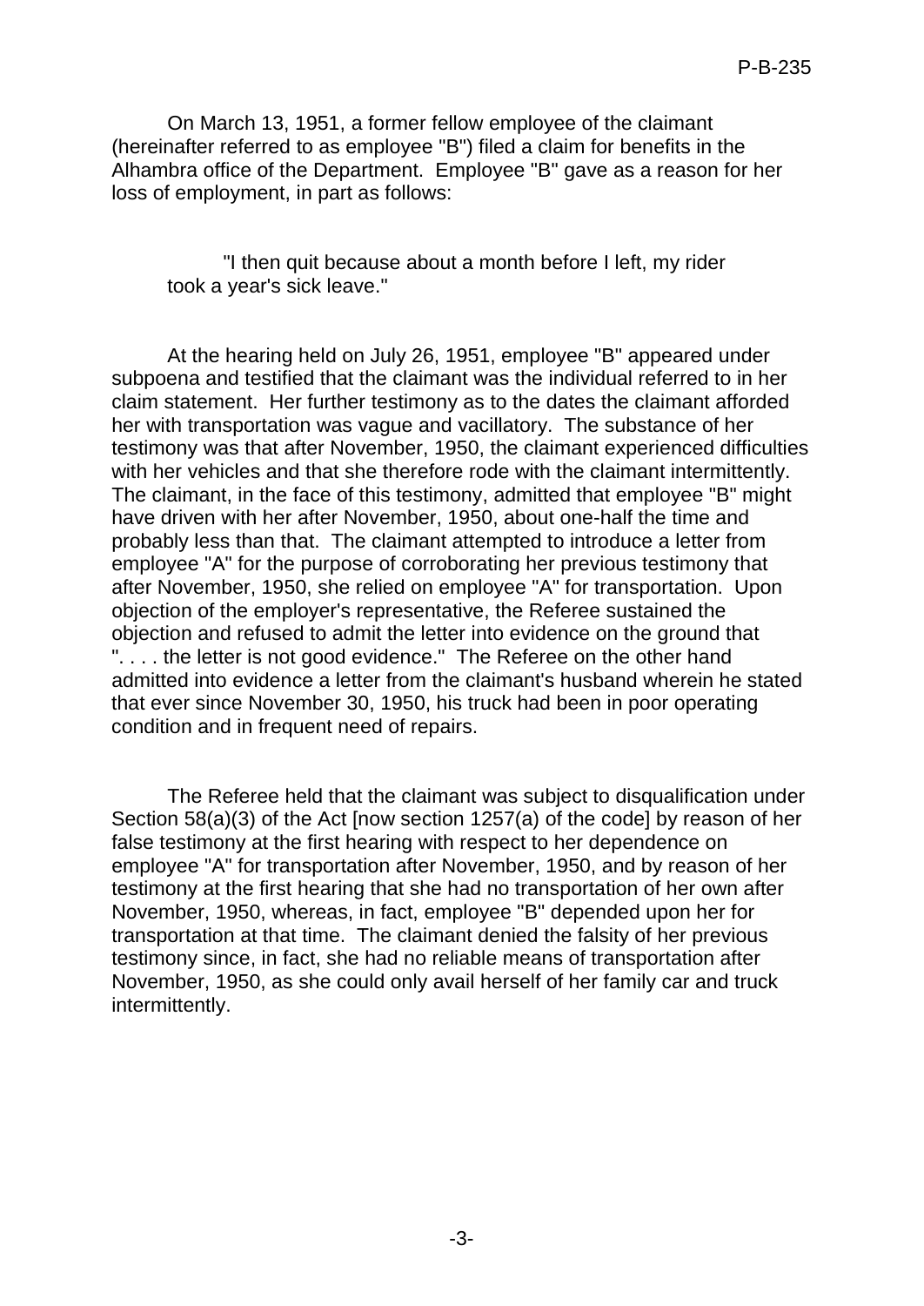On March 13, 1951, a former fellow employee of the claimant (hereinafter referred to as employee "B") filed a claim for benefits in the Alhambra office of the Department. Employee "B" gave as a reason for her loss of employment, in part as follows:

> "I then quit because about a month before I left, my rider took a year's sick leave."

At the hearing held on July 26, 1951, employee "B" appeared under subpoena and testified that the claimant was the individual referred to in her claim statement. Her further testimony as to the dates the claimant afforded her with transportation was vague and vacillatory. The substance of her testimony was that after November, 1950, the claimant experienced difficulties with her vehicles and that she therefore rode with the claimant intermittently. The claimant, in the face of this testimony, admitted that employee "B" might have driven with her after November, 1950, about one-half the time and probably less than that. The claimant attempted to introduce a letter from employee "A" for the purpose of corroborating her previous testimony that after November, 1950, she relied on employee "A" for transportation. Upon objection of the employer's representative, the Referee sustained the objection and refused to admit the letter into evidence on the ground that ". . . . the letter is not good evidence." The Referee on the other hand admitted into evidence a letter from the claimant's husband wherein he stated that ever since November 30, 1950, his truck had been in poor operating condition and in frequent need of repairs.

The Referee held that the claimant was subject to disqualification under Section 58(a)(3) of the Act [now section 1257(a) of the code] by reason of her false testimony at the first hearing with respect to her dependence on employee "A" for transportation after November, 1950, and by reason of her testimony at the first hearing that she had no transportation of her own after November, 1950, whereas, in fact, employee "B" depended upon her for transportation at that time. The claimant denied the falsity of her previous testimony since, in fact, she had no reliable means of transportation after November, 1950, as she could only avail herself of her family car and truck intermittently.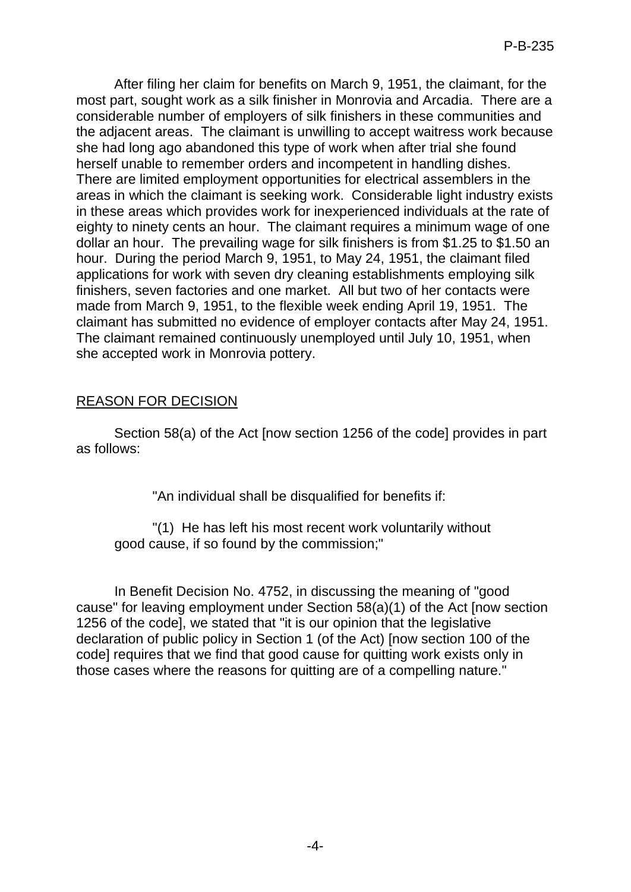After filing her claim for benefits on March 9, 1951, the claimant, for the most part, sought work as a silk finisher in Monrovia and Arcadia. There are a considerable number of employers of silk finishers in these communities and the adjacent areas. The claimant is unwilling to accept waitress work because she had long ago abandoned this type of work when after trial she found herself unable to remember orders and incompetent in handling dishes. There are limited employment opportunities for electrical assemblers in the areas in which the claimant is seeking work. Considerable light industry exists in these areas which provides work for inexperienced individuals at the rate of eighty to ninety cents an hour. The claimant requires a minimum wage of one dollar an hour. The prevailing wage for silk finishers is from $1.25 to $1.50 an hour. During the period March 9, 1951, to May 24, 1951, the claimant filed applications for work with seven dry cleaning establishments employing silk finishers, seven factories and one market. All but two of her contacts were made from March 9, 1951, to the flexible week ending April 19, 1951. The claimant has submitted no evidence of employer contacts after May 24, 1951. The claimant remained continuously unemployed until July 10, 1951, when she accepted work in Monrovia pottery.

## REASON FOR DECISION

Section 58(a) of the Act [now section 1256 of the code] provides in part as follows:

> "An individual shall be disqualified for benefits if:
>
> "(1) He has left his most recent work voluntarily without good cause, if so found by the commission;"

In Benefit Decision No. 4752, in discussing the meaning of "good cause" for leaving employment under Section 58(a)(1) of the Act [now section 1256 of the code], we stated that "it is our opinion that the legislative declaration of public policy in Section 1 (of the Act) [now section 100 of the code] requires that we find that good cause for quitting work exists only in those cases where the reasons for quitting are of a compelling nature."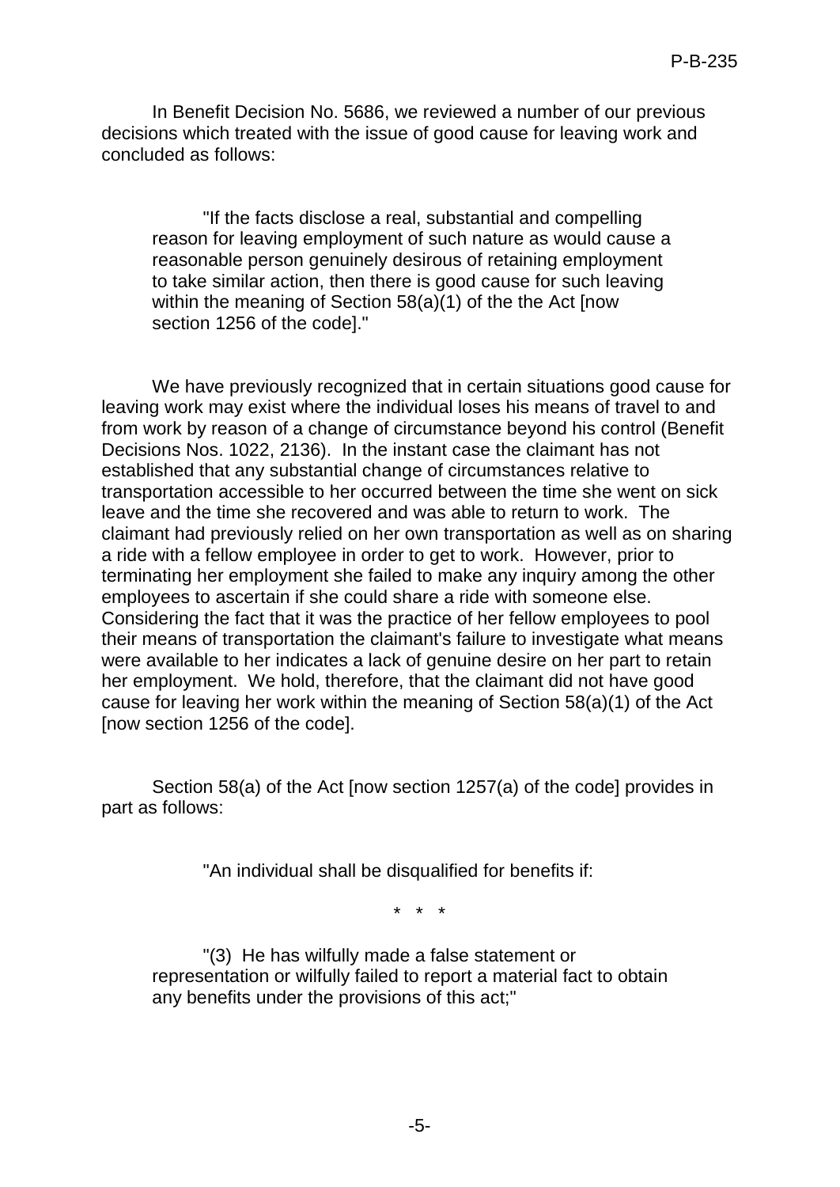In Benefit Decision No. 5686, we reviewed a number of our previous decisions which treated with the issue of good cause for leaving work and concluded as follows:

> "If the facts disclose a real, substantial and compelling reason for leaving employment of such nature as would cause a reasonable person genuinely desirous of retaining employment to take similar action, then there is good cause for such leaving within the meaning of Section 58(a)(1) of the the Act [now section 1256 of the code]."

We have previously recognized that in certain situations good cause for leaving work may exist where the individual loses his means of travel to and from work by reason of a change of circumstance beyond his control (Benefit Decisions Nos. 1022, 2136). In the instant case the claimant has not established that any substantial change of circumstances relative to transportation accessible to her occurred between the time she went on sick leave and the time she recovered and was able to return to work. The claimant had previously relied on her own transportation as well as on sharing a ride with a fellow employee in order to get to work. However, prior to terminating her employment she failed to make any inquiry among the other employees to ascertain if she could share a ride with someone else. Considering the fact that it was the practice of her fellow employees to pool their means of transportation the claimant's failure to investigate what means were available to her indicates a lack of genuine desire on her part to retain her employment. We hold, therefore, that the claimant did not have good cause for leaving her work within the meaning of Section 58(a)(1) of the Act [now section 1256 of the code].

Section 58(a) of the Act [now section 1257(a) of the code] provides in part as follows:

> "An individual shall be disqualified for benefits if:
>
> \* \* \*
>
> "(3) He has wilfully made a false statement or representation or wilfully failed to report a material fact to obtain any benefits under the provisions of this act;"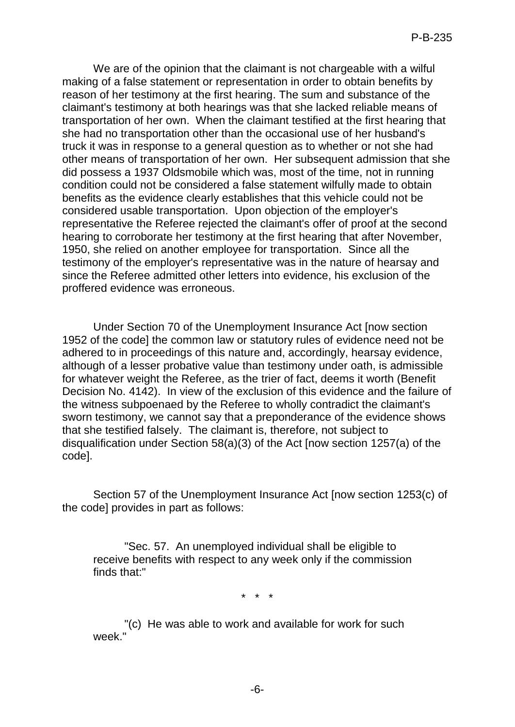We are of the opinion that the claimant is not chargeable with a wilful making of a false statement or representation in order to obtain benefits by reason of her testimony at the first hearing. The sum and substance of the claimant's testimony at both hearings was that she lacked reliable means of transportation of her own. When the claimant testified at the first hearing that she had no transportation other than the occasional use of her husband's truck it was in response to a general question as to whether or not she had other means of transportation of her own. Her subsequent admission that she did possess a 1937 Oldsmobile which was, most of the time, not in running condition could not be considered a false statement wilfully made to obtain benefits as the evidence clearly establishes that this vehicle could not be considered usable transportation. Upon objection of the employer's representative the Referee rejected the claimant's offer of proof at the second hearing to corroborate her testimony at the first hearing that after November, 1950, she relied on another employee for transportation. Since all the testimony of the employer's representative was in the nature of hearsay and since the Referee admitted other letters into evidence, his exclusion of the proffered evidence was erroneous.

Under Section 70 of the Unemployment Insurance Act [now section 1952 of the code] the common law or statutory rules of evidence need not be adhered to in proceedings of this nature and, accordingly, hearsay evidence, although of a lesser probative value than testimony under oath, is admissible for whatever weight the Referee, as the trier of fact, deems it worth (Benefit Decision No. 4142). In view of the exclusion of this evidence and the failure of the witness subpoenaed by the Referee to wholly contradict the claimant's sworn testimony, we cannot say that a preponderance of the evidence shows that she testified falsely. The claimant is, therefore, not subject to disqualification under Section 58(a)(3) of the Act [now section 1257(a) of the code].

Section 57 of the Unemployment Insurance Act [now section 1253(c) of the code] provides in part as follows:

> "Sec. 57. An unemployed individual shall be eligible to receive benefits with respect to any week only if the commission finds that:"
>
> \* \* \*
>
> "(c) He was able to work and available for work for such week."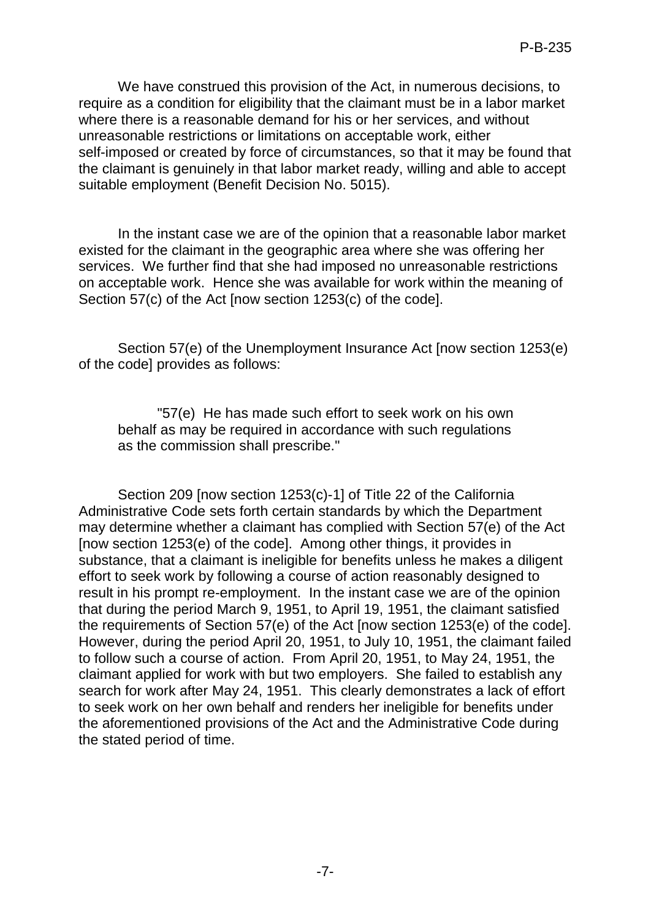We have construed this provision of the Act, in numerous decisions, to require as a condition for eligibility that the claimant must be in a labor market where there is a reasonable demand for his or her services, and without unreasonable restrictions or limitations on acceptable work, either self-imposed or created by force of circumstances, so that it may be found that the claimant is genuinely in that labor market ready, willing and able to accept suitable employment (Benefit Decision No. 5015).

In the instant case we are of the opinion that a reasonable labor market existed for the claimant in the geographic area where she was offering her services. We further find that she had imposed no unreasonable restrictions on acceptable work. Hence she was available for work within the meaning of Section 57(c) of the Act [now section 1253(c) of the code].

Section 57(e) of the Unemployment Insurance Act [now section 1253(e) of the code] provides as follows:

> "57(e) He has made such effort to seek work on his own behalf as may be required in accordance with such regulations as the commission shall prescribe."

Section 209 [now section 1253(c)-1] of Title 22 of the California Administrative Code sets forth certain standards by which the Department may determine whether a claimant has complied with Section 57(e) of the Act [now section 1253(e) of the code]. Among other things, it provides in substance, that a claimant is ineligible for benefits unless he makes a diligent effort to seek work by following a course of action reasonably designed to result in his prompt re-employment. In the instant case we are of the opinion that during the period March 9, 1951, to April 19, 1951, the claimant satisfied the requirements of Section 57(e) of the Act [now section 1253(e) of the code]. However, during the period April 20, 1951, to July 10, 1951, the claimant failed to follow such a course of action. From April 20, 1951, to May 24, 1951, the claimant applied for work with but two employers. She failed to establish any search for work after May 24, 1951. This clearly demonstrates a lack of effort to seek work on her own behalf and renders her ineligible for benefits under the aforementioned provisions of the Act and the Administrative Code during the stated period of time.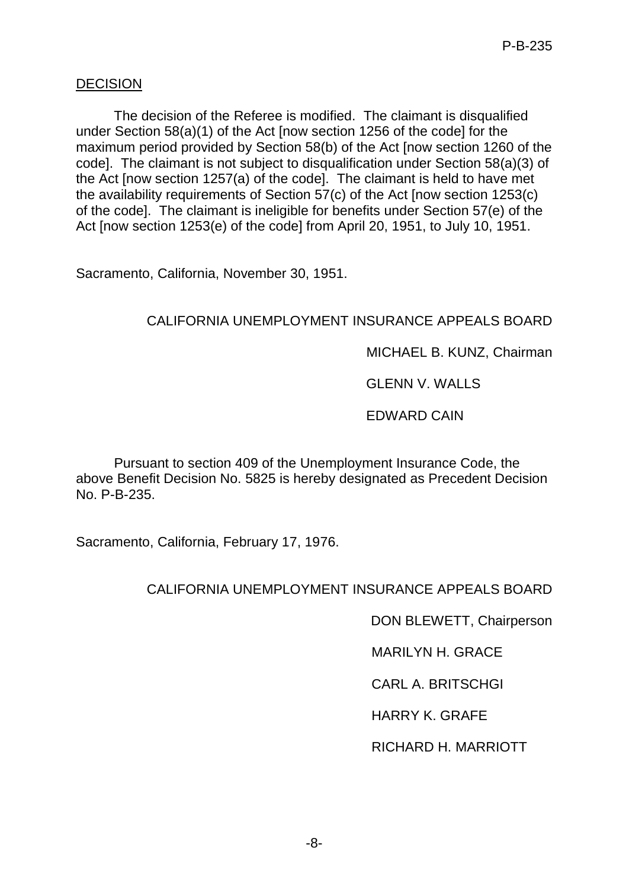DECISION

The decision of the Referee is modified. The claimant is disqualified under Section 58(a)(1) of the Act [now section 1256 of the code] for the maximum period provided by Section 58(b) of the Act [now section 1260 of the code]. The claimant is not subject to disqualification under Section 58(a)(3) of the Act [now section 1257(a) of the code]. The claimant is held to have met the availability requirements of Section 57(c) of the Act [now section 1253(c) of the code]. The claimant is ineligible for benefits under Section 57(e) of the Act [now section 1253(e) of the code] from April 20, 1951, to July 10, 1951.

Sacramento, California, November 30, 1951.

CALIFORNIA UNEMPLOYMENT INSURANCE APPEALS BOARD

MICHAEL B. KUNZ, Chairman

GLENN V. WALLS

EDWARD CAIN

Pursuant to section 409 of the Unemployment Insurance Code, the above Benefit Decision No. 5825 is hereby designated as Precedent Decision No. P-B-235.

Sacramento, California, February 17, 1976.

CALIFORNIA UNEMPLOYMENT INSURANCE APPEALS BOARD

DON BLEWETT, Chairperson

MARILYN H. GRACE

CARL A. BRITSCHGI

HARRY K. GRAFE

RICHARD H. MARRIOTT